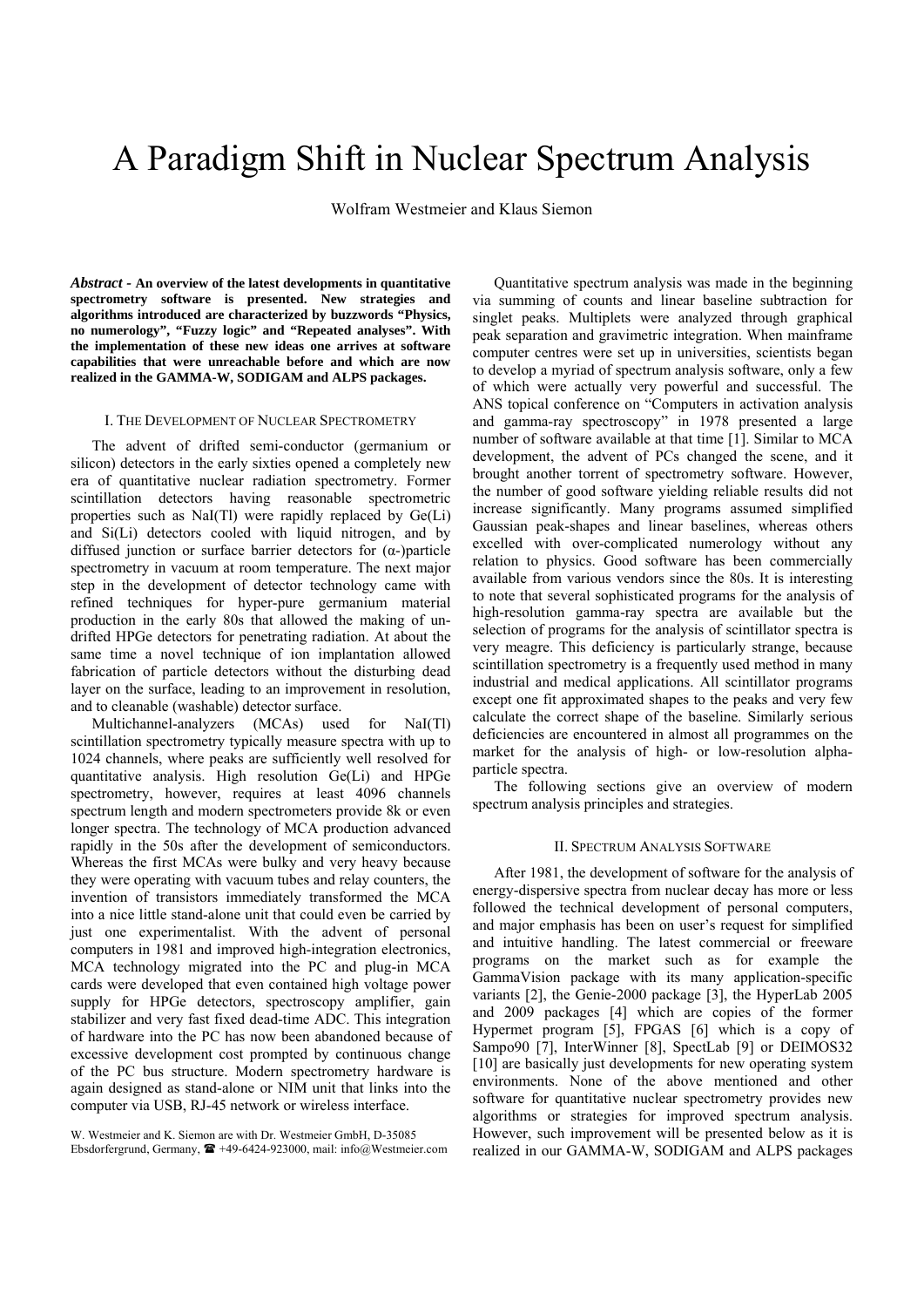# A Paradigm Shift in Nuclear Spectrum Analysis

Wolfram Westmeier and Klaus Siemon

***Abstract* - An overview of the latest developments in quantitative spectrometry software is presented. New strategies and algorithms introduced are characterized by buzzwords "Physics, no numerology", "Fuzzy logic" and "Repeated analyses". With the implementation of these new ideas one arrives at software capabilities that were unreachable before and which are now realized in the GAMMA-W, SODIGAM and ALPS packages.**

## I. The Development of Nuclear Spectrometry

The advent of drifted semi-conductor (germanium or silicon) detectors in the early sixties opened a completely new era of quantitative nuclear radiation spectrometry. Former scintillation detectors having reasonable spectrometric properties such as NaI(Tl) were rapidly replaced by Ge(Li) and Si(Li) detectors cooled with liquid nitrogen, and by diffused junction or surface barrier detectors for (α-)particle spectrometry in vacuum at room temperature. The next major step in the development of detector technology came with refined techniques for hyper-pure germanium material production in the early 80s that allowed the making of un-drifted HPGe detectors for penetrating radiation. At about the same time a novel technique of ion implantation allowed fabrication of particle detectors without the disturbing dead layer on the surface, leading to an improvement in resolution, and to cleanable (washable) detector surface.

Multichannel-analyzers (MCAs) used for NaI(Tl) scintillation spectrometry typically measure spectra with up to 1024 channels, where peaks are sufficiently well resolved for quantitative analysis. High resolution Ge(Li) and HPGe spectrometry, however, requires at least 4096 channels spectrum length and modern spectrometers provide 8k or even longer spectra. The technology of MCA production advanced rapidly in the 50s after the development of semiconductors. Whereas the first MCAs were bulky and very heavy because they were operating with vacuum tubes and relay counters, the invention of transistors immediately transformed the MCA into a nice little stand-alone unit that could even be carried by just one experimentalist. With the advent of personal computers in 1981 and improved high-integration electronics, MCA technology migrated into the PC and plug-in MCA cards were developed that even contained high voltage power supply for HPGe detectors, spectroscopy amplifier, gain stabilizer and very fast fixed dead-time ADC. This integration of hardware into the PC has now been abandoned because of excessive development cost prompted by continuous change of the PC bus structure. Modern spectrometry hardware is again designed as stand-alone or NIM unit that links into the computer via USB, RJ-45 network or wireless interface.

W. Westmeier and K. Siemon are with Dr. Westmeier GmbH, D-35085 Ebsdorfergrund, Germany, ☎ +49-6424-923000, mail: info@Westmeier.com

Quantitative spectrum analysis was made in the beginning via summing of counts and linear baseline subtraction for singlet peaks. Multiplets were analyzed through graphical peak separation and gravimetric integration. When mainframe computer centres were set up in universities, scientists began to develop a myriad of spectrum analysis software, only a few of which were actually very powerful and successful. The ANS topical conference on "Computers in activation analysis and gamma-ray spectroscopy" in 1978 presented a large number of software available at that time [1]. Similar to MCA development, the advent of PCs changed the scene, and it brought another torrent of spectrometry software. However, the number of good software yielding reliable results did not increase significantly. Many programs assumed simplified Gaussian peak-shapes and linear baselines, whereas others excelled with over-complicated numerology without any relation to physics. Good software has been commercially available from various vendors since the 80s. It is interesting to note that several sophisticated programs for the analysis of high-resolution gamma-ray spectra are available but the selection of programs for the analysis of scintillator spectra is very meagre. This deficiency is particularly strange, because scintillation spectrometry is a frequently used method in many industrial and medical applications. All scintillator programs except one fit approximated shapes to the peaks and very few calculate the correct shape of the baseline. Similarly serious deficiencies are encountered in almost all programmes on the market for the analysis of high- or low-resolution alpha-particle spectra.

The following sections give an overview of modern spectrum analysis principles and strategies.

## II. Spectrum Analysis Software

After 1981, the development of software for the analysis of energy-dispersive spectra from nuclear decay has more or less followed the technical development of personal computers, and major emphasis has been on user's request for simplified and intuitive handling. The latest commercial or freeware programs on the market such as for example the GammaVision package with its many application-specific variants [2], the Genie-2000 package [3], the HyperLab 2005 and 2009 packages [4] which are copies of the former Hypermet program [5], FPGAS [6] which is a copy of Sampo90 [7], InterWinner [8], SpectLab [9] or DEIMOS32 [10] are basically just developments for new operating system environments. None of the above mentioned and other software for quantitative nuclear spectrometry provides new algorithms or strategies for improved spectrum analysis. However, such improvement will be presented below as it is realized in our GAMMA-W, SODIGAM and ALPS packages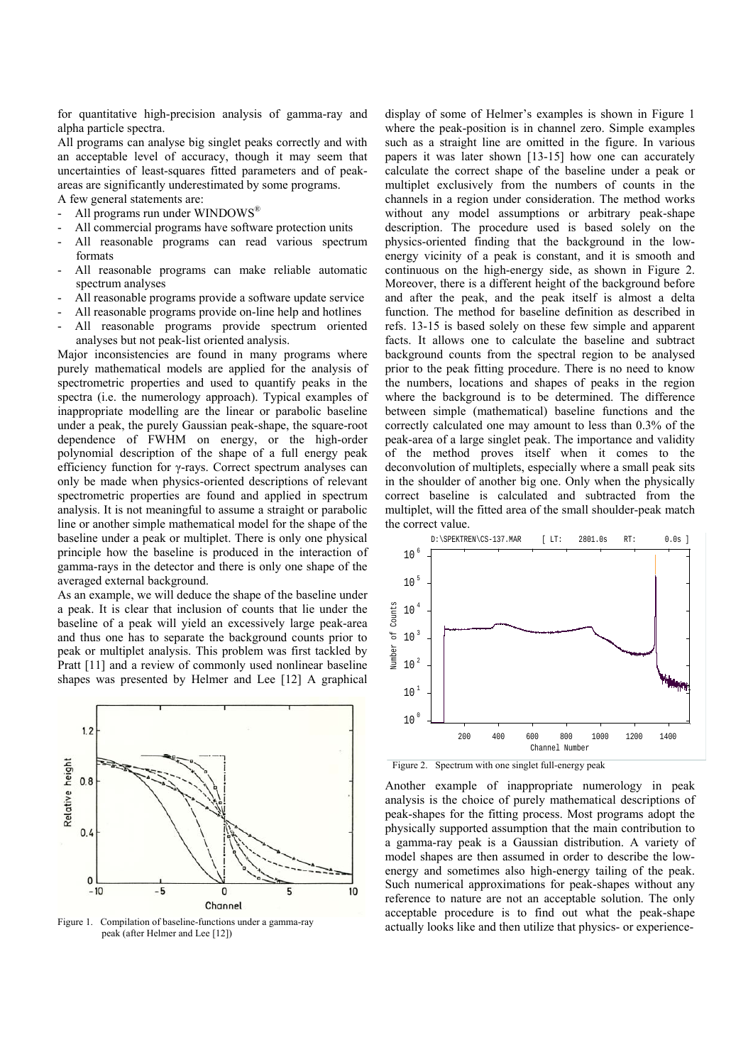for quantitative high-precision analysis of gamma-ray and alpha particle spectra.

All programs can analyse big singlet peaks correctly and with an acceptable level of accuracy, though it may seem that uncertainties of least-squares fitted parameters and of peak-areas are significantly underestimated by some programs.

A few general statements are:

- All programs run under WINDOWS®
- All commercial programs have software protection units
- All reasonable programs can read various spectrum formats
- All reasonable programs can make reliable automatic spectrum analyses
- All reasonable programs provide a software update service
- All reasonable programs provide on-line help and hotlines
- All reasonable programs provide spectrum oriented analyses but not peak-list oriented analysis.

Major inconsistencies are found in many programs where purely mathematical models are applied for the analysis of spectrometric properties and used to quantify peaks in the spectra (i.e. the numerology approach). Typical examples of inappropriate modelling are the linear or parabolic baseline under a peak, the purely Gaussian peak-shape, the square-root dependence of FWHM on energy, or the high-order polynomial description of the shape of a full energy peak efficiency function for γ-rays. Correct spectrum analyses can only be made when physics-oriented descriptions of relevant spectrometric properties are found and applied in spectrum analysis. It is not meaningful to assume a straight or parabolic line or another simple mathematical model for the shape of the baseline under a peak or multiplet. There is only one physical principle how the baseline is produced in the interaction of gamma-rays in the detector and there is only one shape of the averaged external background.

As an example, we will deduce the shape of the baseline under a peak. It is clear that inclusion of counts that lie under the baseline of a peak will yield an excessively large peak-area and thus one has to separate the background counts prior to peak or multiplet analysis. This problem was first tackled by Pratt [11] and a review of commonly used nonlinear baseline shapes was presented by Helmer and Lee [12] A graphical display of some of Helmer's examples is shown in Figure 1 where the peak-position is in channel zero. Simple examples such as a straight line are omitted in the figure. In various papers it was later shown [13-15] how one can accurately calculate the correct shape of the baseline under a peak or multiplet exclusively from the numbers of counts in the channels in a region under consideration. The method works without any model assumptions or arbitrary peak-shape description. The procedure used is based solely on the physics-oriented finding that the background in the low-energy vicinity of a peak is constant, and it is smooth and continuous on the high-energy side, as shown in Figure 2. Moreover, there is a different height of the background before and after the peak, and the peak itself is almost a delta function. The method for baseline definition as described in refs. 13-15 is based solely on these few simple and apparent facts. It allows one to calculate the baseline and subtract background counts from the spectral region to be analysed prior to the peak fitting procedure. There is no need to know the numbers, locations and shapes of peaks in the region where the background is to be determined. The difference between simple (mathematical) baseline functions and the correctly calculated one may amount to less than 0.3% of the peak-area of a large singlet peak. The importance and validity of the method proves itself when it comes to the deconvolution of multiplets, especially where a small peak sits in the shoulder of another big one. Only when the physically correct baseline is calculated and subtracted from the multiplet, will the fitted area of the small shoulder-peak match the correct value.

Relative height
1.2
0.8
0.4
0
-10
-5
0
5
10
Channel

Figure 1. Compilation of baseline-functions under a gamma-ray peak (after Helmer and Lee [12])

D:\SPEKTREN\CS-137.MAR [ LT: 2801.0s RT: 0.0s ]
Number of Counts
$10^6$
$10^5$
$10^4$
$10^3$
$10^2$
$10^1$
$10^0$
200 400 600 800 1000 1200 1400
Channel Number

Figure 2. Spectrum with one singlet full-energy peak

Another example of inappropriate numerology in peak analysis is the choice of purely mathematical descriptions of peak-shapes for the fitting process. Most programs adopt the physically supported assumption that the main contribution to a gamma-ray peak is a Gaussian distribution. A variety of model shapes are then assumed in order to describe the low-energy and sometimes also high-energy tailing of the peak. Such numerical approximations for peak-shapes without any reference to nature are not an acceptable solution. The only acceptable procedure is to find out what the peak-shape actually looks like and then utilize that physics- or experience-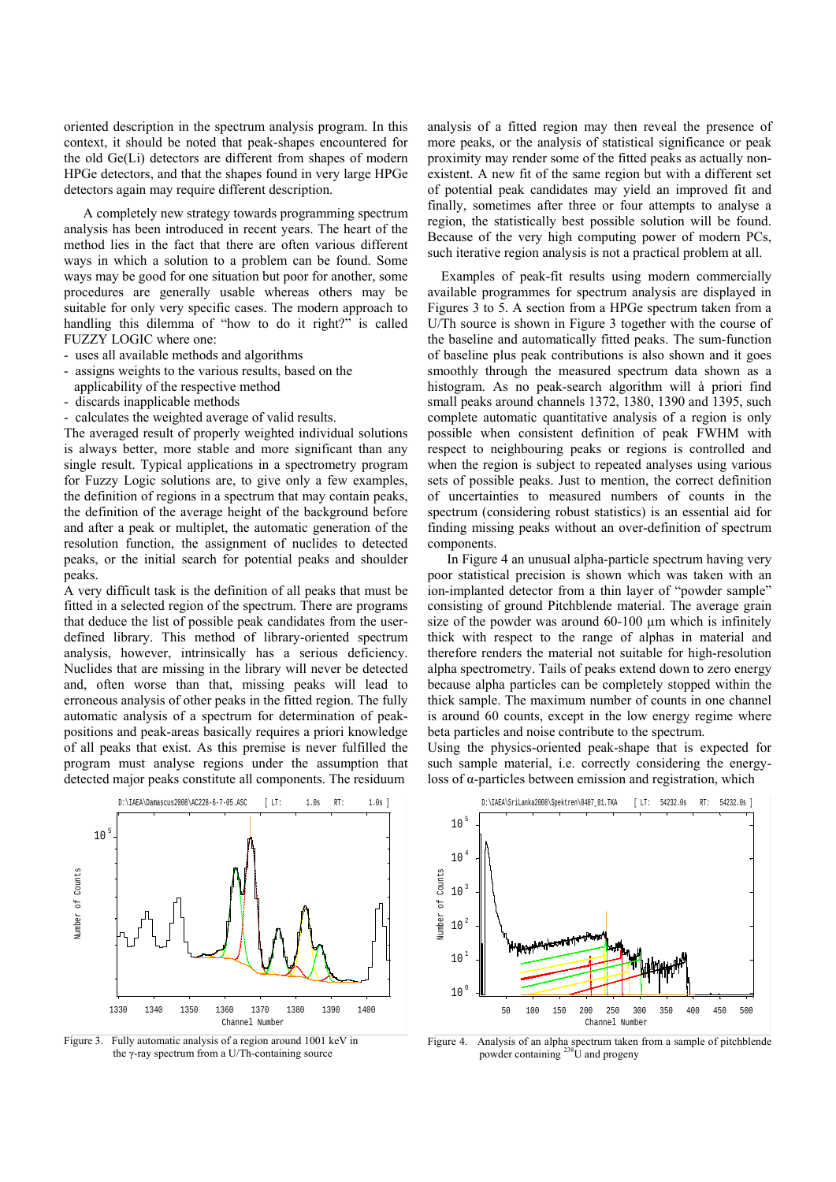oriented description in the spectrum analysis program. In this context, it should be noted that peak-shapes encountered for the old Ge(Li) detectors are different from shapes of modern HPGe detectors, and that the shapes found in very large HPGe detectors again may require different description.

A completely new strategy towards programming spectrum analysis has been introduced in recent years. The heart of the method lies in the fact that there are often various different ways in which a solution to a problem can be found. Some ways may be good for one situation but poor for another, some procedures are generally usable whereas others may be suitable for only very specific cases. The modern approach to handling this dilemma of "how to do it right?" is called FUZZY LOGIC where one:

- uses all available methods and algorithms
- assigns weights to the various results, based on the applicability of the respective method
- discards inapplicable methods
- calculates the weighted average of valid results.

The averaged result of properly weighted individual solutions is always better, more stable and more significant than any single result. Typical applications in a spectrometry program for Fuzzy Logic solutions are, to give only a few examples, the definition of regions in a spectrum that may contain peaks, the definition of the average height of the background before and after a peak or multiplet, the automatic generation of the resolution function, the assignment of nuclides to detected peaks, or the initial search for potential peaks and shoulder peaks.

A very difficult task is the definition of all peaks that must be fitted in a selected region of the spectrum. There are programs that deduce the list of possible peak candidates from the user-defined library. This method of library-oriented spectrum analysis, however, intrinsically has a serious deficiency. Nuclides that are missing in the library will never be detected and, often worse than that, missing peaks will lead to erroneous analysis of other peaks in the fitted region. The fully automatic analysis of a spectrum for determination of peak-positions and peak-areas basically requires a priori knowledge of all peaks that exist. As this premise is never fulfilled the program must analyse regions under the assumption that detected major peaks constitute all components. The residuum analysis of a fitted region may then reveal the presence of more peaks, or the analysis of statistical significance or peak proximity may render some of the fitted peaks as actually non-existent. A new fit of the same region but with a different set of potential peak candidates may yield an improved fit and finally, sometimes after three or four attempts to analyse a region, the statistically best possible solution will be found. Because of the very high computing power of modern PCs, such iterative region analysis is not a practical problem at all.

Examples of peak-fit results using modern commercially available programmes for spectrum analysis are displayed in Figures 3 to 5. A section from a HPGe spectrum taken from a U/Th source is shown in Figure 3 together with the course of the baseline and automatically fitted peaks. The sum-function of baseline plus peak contributions is also shown and it goes smoothly through the measured spectrum data shown as a histogram. As no peak-search algorithm will à priori find small peaks around channels 1372, 1380, 1390 and 1395, such complete automatic quantitative analysis of a region is only possible when consistent definition of peak FWHM with respect to neighbouring peaks or regions is controlled and when the region is subject to repeated analyses using various sets of possible peaks. Just to mention, the correct definition of uncertainties to measured numbers of counts in the spectrum (considering robust statistics) is an essential aid for finding missing peaks without an over-definition of spectrum components.

In Figure 4 an unusual alpha-particle spectrum having very poor statistical precision is shown which was taken with an ion-implanted detector from a thin layer of "powder sample" consisting of ground Pitchblende material. The average grain size of the powder was around 60-100 µm which is infinitely thick with respect to the range of alphas in material and therefore renders the material not suitable for high-resolution alpha spectrometry. Tails of peaks extend down to zero energy because alpha particles can be completely stopped within the thick sample. The maximum number of counts in one channel is around 60 counts, except in the low energy regime where beta particles and noise contribute to the spectrum.

Using the physics-oriented peak-shape that is expected for such sample material, i.e. correctly considering the energy-loss of α-particles between emission and registration, which

D:\IAEA\Damascus2008\AC228-6-7-05.ASC [ LT: 1.0s RT: 1.0s ]

$10^5$

Number of Counts

1330 1340 1350 1360 1370 1380 1390 1400

Channel Number

Figure 3. Fully automatic analysis of a region around 1001 keV in the γ-ray spectrum from a U/Th-containing source

D:\IAEA\SriLanka2008\Spektren\0487_01.TKA [ LT: 54232.0s RT: 54232.0s ]

$10^5$ $10^4$ $10^3$ $10^2$ $10^1$ $10^0$

Number of Counts

50 100 150 200 250 300 350 400 450 500

Channel Number

Figure 4. Analysis of an alpha spectrum taken from a sample of pitchblende powder containing $^{238}$U and progeny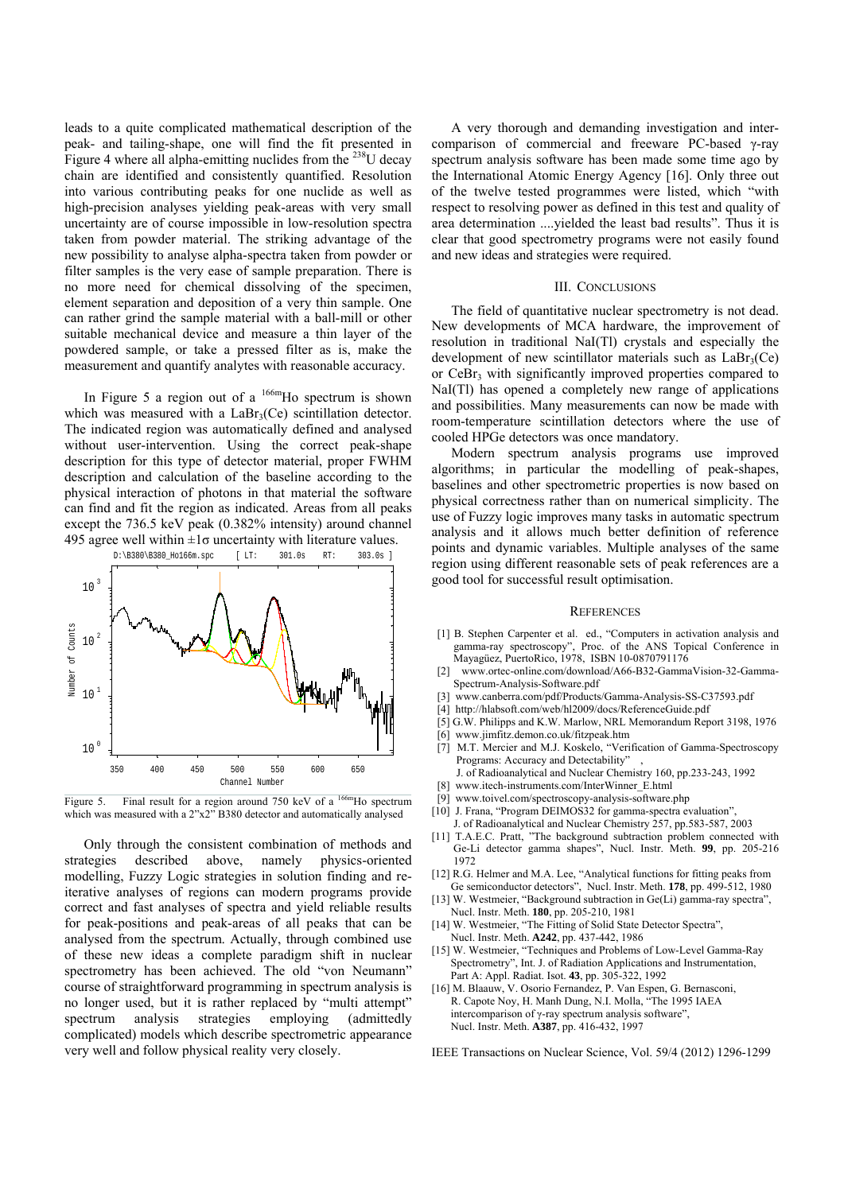leads to a quite complicated mathematical description of the peak- and tailing-shape, one will find the fit presented in Figure 4 where all alpha-emitting nuclides from the $^{238}$U decay chain are identified and consistently quantified. Resolution into various contributing peaks for one nuclide as well as high-precision analyses yielding peak-areas with very small uncertainty are of course impossible in low-resolution spectra taken from powder material. The striking advantage of the new possibility to analyse alpha-spectra taken from powder or filter samples is the very ease of sample preparation. There is no more need for chemical dissolving of the specimen, element separation and deposition of a very thin sample. One can rather grind the sample material with a ball-mill or other suitable mechanical device and measure a thin layer of the powdered sample, or take a pressed filter as is, make the measurement and quantify analytes with reasonable accuracy.

In Figure 5 a region out of a $^{166m}$Ho spectrum is shown which was measured with a $LaBr_3$(Ce) scintillation detector. The indicated region was automatically defined and analysed without user-intervention. Using the correct peak-shape description for this type of detector material, proper FWHM description and calculation of the baseline according to the physical interaction of photons in that material the software can find and fit the region as indicated. Areas from all peaks except the 736.5 keV peak (0.382% intensity) around channel 495 agree well within ±1σ uncertainty with literature values.

D:\B380\B380_Ho166m.spc [ LT: 301.0s RT: 303.0s ]

Number of Counts

$10^3$
$10^2$
$10^1$
$10^0$

350 400 450 500 550 600 650

Channel Number

Figure 5. Final result for a region around 750 keV of a $^{166m}$Ho spectrum which was measured with a 2"x2" B380 detector and automatically analysed

Only through the consistent combination of methods and strategies described above, namely physics-oriented modelling, Fuzzy Logic strategies in solution finding and re-iterative analyses of regions can modern programs provide correct and fast analyses of spectra and yield reliable results for peak-positions and peak-areas of all peaks that can be analysed from the spectrum. Actually, through combined use of these new ideas a complete paradigm shift in nuclear spectrometry has been achieved. The old "von Neumann" course of straightforward programming in spectrum analysis is no longer used, but it is rather replaced by "multi attempt" spectrum analysis strategies employing (admittedly complicated) models which describe spectrometric appearance very well and follow physical reality very closely.

A very thorough and demanding investigation and inter-comparison of commercial and freeware PC-based γ-ray spectrum analysis software has been made some time ago by the International Atomic Energy Agency [16]. Only three out of the twelve tested programmes were listed, which "with respect to resolving power as defined in this test and quality of area determination ....yielded the least bad results". Thus it is clear that good spectrometry programs were not easily found and new ideas and strategies were required.

## III. Conclusions

The field of quantitative nuclear spectrometry is not dead. New developments of MCA hardware, the improvement of resolution in traditional NaI(Tl) crystals and especially the development of new scintillator materials such as $LaBr_3$(Ce) or $CeBr_3$ with significantly improved properties compared to NaI(Tl) has opened a completely new range of applications and possibilities. Many measurements can now be made with room-temperature scintillation detectors where the use of cooled HPGe detectors was once mandatory.

Modern spectrum analysis programs use improved algorithms; in particular the modelling of peak-shapes, baselines and other spectrometric properties is now based on physical correctness rather than on numerical simplicity. The use of Fuzzy Logic improves many tasks in automatic spectrum analysis and it allows much better definition of reference points and dynamic variables. Multiple analyses of the same region using different reasonable sets of peak references are a good tool for successful result optimisation.

## References

[1] B. Stephen Carpenter et al. ed., "Computers in activation analysis and gamma-ray spectroscopy", Proc. of the ANS Topical Conference in Mayagüez, PuertoRico, 1978, ISBN 10-0870791176

[2] www.ortec-online.com/download/A66-B32-GammaVision-32-Gamma-Spectrum-Analysis-Software.pdf

[3] www.canberra.com/pdf/Products/Gamma-Analysis-SS-C37593.pdf

[4] http://hlabsoft.com/web/hl2009/docs/ReferenceGuide.pdf

[5] G.W. Philipps and K.W. Marlow, NRL Memorandum Report 3198, 1976

[6] www.jimfitz.demon.co.uk/fitzpeak.htm

[7] M.T. Mercier and M.J. Koskelo, "Verification of Gamma-Spectroscopy Programs: Accuracy and Detectability" , J. of Radioanalytical and Nuclear Chemistry 160, pp.233-243, 1992

[8] www.itech-instruments.com/InterWinner_E.html

[9] www.toivel.com/spectroscopy-analysis-software.php

[10] J. Frana, "Program DEIMOS32 for gamma-spectra evaluation", J. of Radioanalytical and Nuclear Chemistry 257, pp.583-587, 2003

[11] T.A.E.C. Pratt, "The background subtraction problem connected with Ge-Li detector gamma shapes", Nucl. Instr. Meth. **99**, pp. 205-216 1972

[12] R.G. Helmer and M.A. Lee, "Analytical functions for fitting peaks from Ge semiconductor detectors", Nucl. Instr. Meth. **178**, pp. 499-512, 1980

[13] W. Westmeier, "Background subtraction in Ge(Li) gamma-ray spectra", Nucl. Instr. Meth. **180**, pp. 205-210, 1981

[14] W. Westmeier, "The Fitting of Solid State Detector Spectra", Nucl. Instr. Meth. **A242**, pp. 437-442, 1986

[15] W. Westmeier, "Techniques and Problems of Low-Level Gamma-Ray Spectrometry", Int. J. of Radiation Applications and Instrumentation, Part A: Appl. Radiat. Isot. **43**, pp. 305-322, 1992

[16] M. Blaauw, V. Osorio Fernandez, P. Van Espen, G. Bernasconi, R. Capote Noy, H. Manh Dung, N.I. Molla, "The 1995 IAEA intercomparison of γ-ray spectrum analysis software", Nucl. Instr. Meth. **A387**, pp. 416-432, 1997

IEEE Transactions on Nuclear Science, Vol. 59/4 (2012) 1296-1299